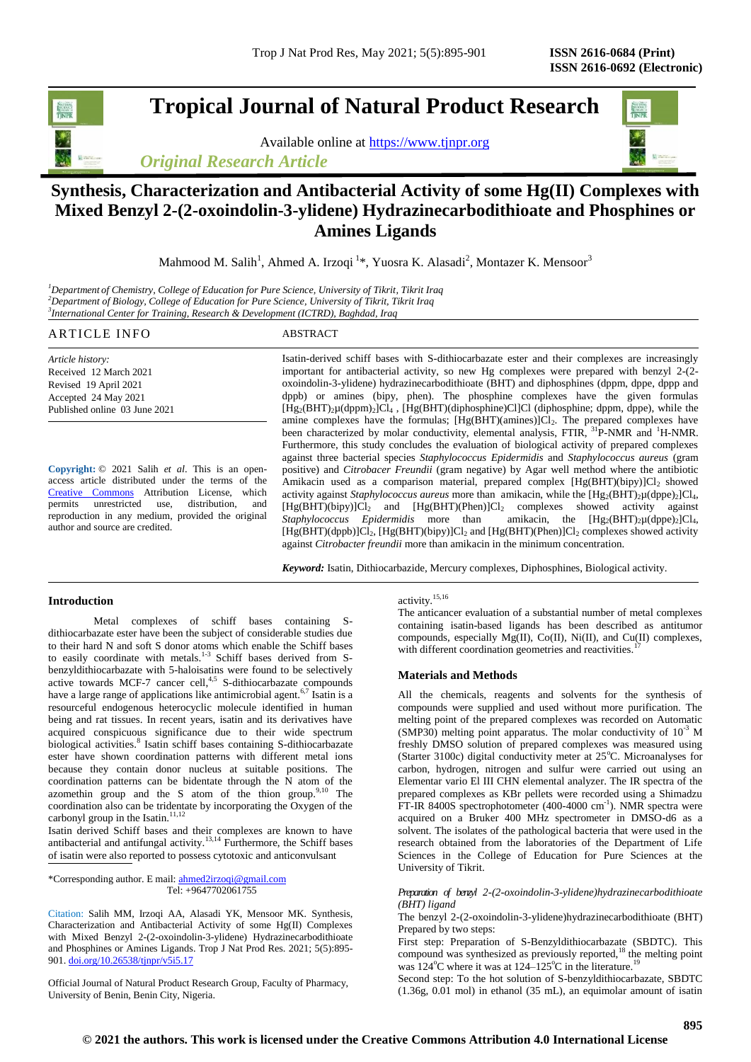# Tropical Journal of Natural Product Research

Available online at https://www.tjnpr.org

*Original Research Article*

# Synthesis, Characterization and Antibacterial Activity of some Hg(II) Complexes with Mixed Benzyl 2-(2-oxoindolin-3-ylidene) Hydrazinecarbodithioate and Phosphines or Amines Ligands

Mahmood M. Salih[1], Ahmed A. Irzoqi [1]*, Yuosra K. Alasadi[2], Montazer K. Mensoor[3]

[1]*Department of Chemistry, College of Education for Pure Science, University of Tikrit, Tikrit Iraq*
[2]*Department of Biology, College of Education for Pure Science, University of Tikrit, Tikrit Iraq*
[3]*International Center for Training, Research & Development (ICTRD), Baghdad, Iraq*

## ARTICLE INFO

*Article history:*
Received 12 March 2021
Revised 19 April 2021
Accepted 24 May 2021
Published online 03 June 2021

**Copyright:** © 2021 Salih *et al*. This is an open-access article distributed under the terms of the Creative Commons Attribution License, which permits unrestricted use, distribution, and reproduction in any medium, provided the original author and source are credited.

## ABSTRACT

Isatin-derived schiff bases with S-dithiocarbazate ester and their complexes are increasingly important for antibacterial activity, so new Hg complexes were prepared with benzyl 2-(2-oxoindolin-3-ylidene) hydrazinecarbodithioate (BHT) and diphosphines (dppm, dppe, dppp and dppb) or amines (bipy, phen). The phosphine complexes have the given formulas $[Hg_2(BHT)_2\mu(dppm)_2]Cl_4$ , $[Hg(BHT)(diphosphine)Cl]Cl$ (diphosphine; dppm, dppe), while the amine complexes have the formulas; $[Hg(BHT)(amines)]Cl_2$. The prepared complexes have been characterized by molar conductivity, elemental analysis, FTIR, $^{31}$P-NMR and $^{1}$H-NMR. Furthermore, this study concludes the evaluation of biological activity of prepared complexes against three bacterial species *Staphylococcus Epidermidis* and *Staphylococcus aureus* (gram positive) and *Citrobacter Freundii* (gram negative) by Agar well method where the antibiotic Amikacin used as a comparison material, prepared complex $[Hg(BHT)(bipy)]Cl_2$ showed activity against *Staphylococcus aureus* more than amikacin, while the $[Hg_2(BHT)_2\mu(dppe)_2]Cl_4$, $[Hg(BHT)(bipy)]Cl_2$ and $[Hg(BHT)(Phen)]Cl_2$ complexes showed activity against *Staphylococcus Epidermidis* more than amikacin, the $[Hg_2(BHT)_2\mu(dppe)_2]Cl_4$, $[Hg(BHT)(dppb)]Cl_2$, $[Hg(BHT)(bipy)]Cl_2$ and $[Hg(BHT)(Phen)]Cl_2$ complexes showed activity against *Citrobacter freundii* more than amikacin in the minimum concentration.

***Keyword:*** Isatin, Dithiocarbazide, Mercury complexes, Diphosphines, Biological activity.

## Introduction

Metal complexes of schiff bases containing S-dithiocarbazate ester have been the subject of considerable studies due to their hard N and soft S donor atoms which enable the Schiff bases to easily coordinate with metals.[1-3] Schiff bases derived from S-benzyldithiocarbazate with 5-haloisatins were found to be selectively active towards MCF-7 cancer cell,[4,5] S-dithiocarbazate compounds have a large range of applications like antimicrobial agent.[6,7] Isatin is a resourceful endogenous heterocyclic molecule identified in human being and rat tissues. In recent years, isatin and its derivatives have acquired conspicuous significance due to their wide spectrum biological activities.[8] Isatin schiff bases containing S-dithiocarbazate ester have shown coordination patterns with different metal ions because they contain donor nucleus at suitable positions. The coordination patterns can be bidentate through the N atom of the azomethin group and the S atom of the thion group.[9,10] The coordination also can be tridentate by incorporating the Oxygen of the carbonyl group in the Isatin.[11,12]

Isatin derived Schiff bases and their complexes are known to have antibacterial and antifungal activity.[13,14] Furthermore, the Schiff bases of isatin were also reported to possess cytotoxic and anticonvulsant activity.[15,16]

The anticancer evaluation of a substantial number of metal complexes containing isatin-based ligands has been described as antitumor compounds, especially Mg(II), Co(II), Ni(II), and Cu(II) complexes, with different coordination geometries and reactivities.[17]

*Corresponding author. E mail: ahmed2irzoqi@gmail.com
Tel: +9647702061755

Citation: Salih MM, Irzoqi AA, Alasadi YK, Mensoor MK. Synthesis, Characterization and Antibacterial Activity of some Hg(II) Complexes with Mixed Benzyl 2-(2-oxoindolin-3-ylidene) Hydrazinecarbodithioate and Phosphines or Amines Ligands. Trop J Nat Prod Res. 2021; 5(5):895-901. doi.org/10.26538/tjnpr/v5i5.17

Official Journal of Natural Product Research Group, Faculty of Pharmacy, University of Benin, Benin City, Nigeria.

## Materials and Methods

All the chemicals, reagents and solvents for the synthesis of compounds were supplied and used without more purification. The melting point of the prepared complexes was recorded on Automatic (SMP30) melting point apparatus. The molar conductivity of $10^{-3}$ M freshly DMSO solution of prepared complexes was measured using (Starter 3100c) digital conductivity meter at 25°C. Microanalyses for carbon, hydrogen, nitrogen and sulfur were carried out using an Elementar vario El III CHN elemental analyzer. The IR spectra of the prepared complexes as KBr pellets were recorded using a Shimadzu FT-IR 8400S spectrophotometer (400-4000 cm$^{-1}$). NMR spectra were acquired on a Bruker 400 MHz spectrometer in DMSO-d6 as a solvent. The isolates of the pathological bacteria that were used in the research obtained from the laboratories of the Department of Life Sciences in the College of Education for Pure Sciences at the University of Tikrit.

### *Preparation of benzyl 2-(2-oxoindolin-3-ylidene)hydrazinecarbodithioate (BHT) ligand*

The benzyl 2-(2-oxoindolin-3-ylidene)hydrazinecarbodithioate (BHT) Prepared by two steps:

First step: Preparation of S-Benzyldithiocarbazate (SBDTC). This compound was synthesized as previously reported,[18] the melting point was 124°C where it was at 124–125°C in the literature.[19]

Second step: To the hot solution of S-benzyldithiocarbazate, SBDTC (1.36g, 0.01 mol) in ethanol (35 mL), an equimolar amount of isatin

**© 2021 the authors. This work is licensed under the Creative Commons Attribution 4.0 International License**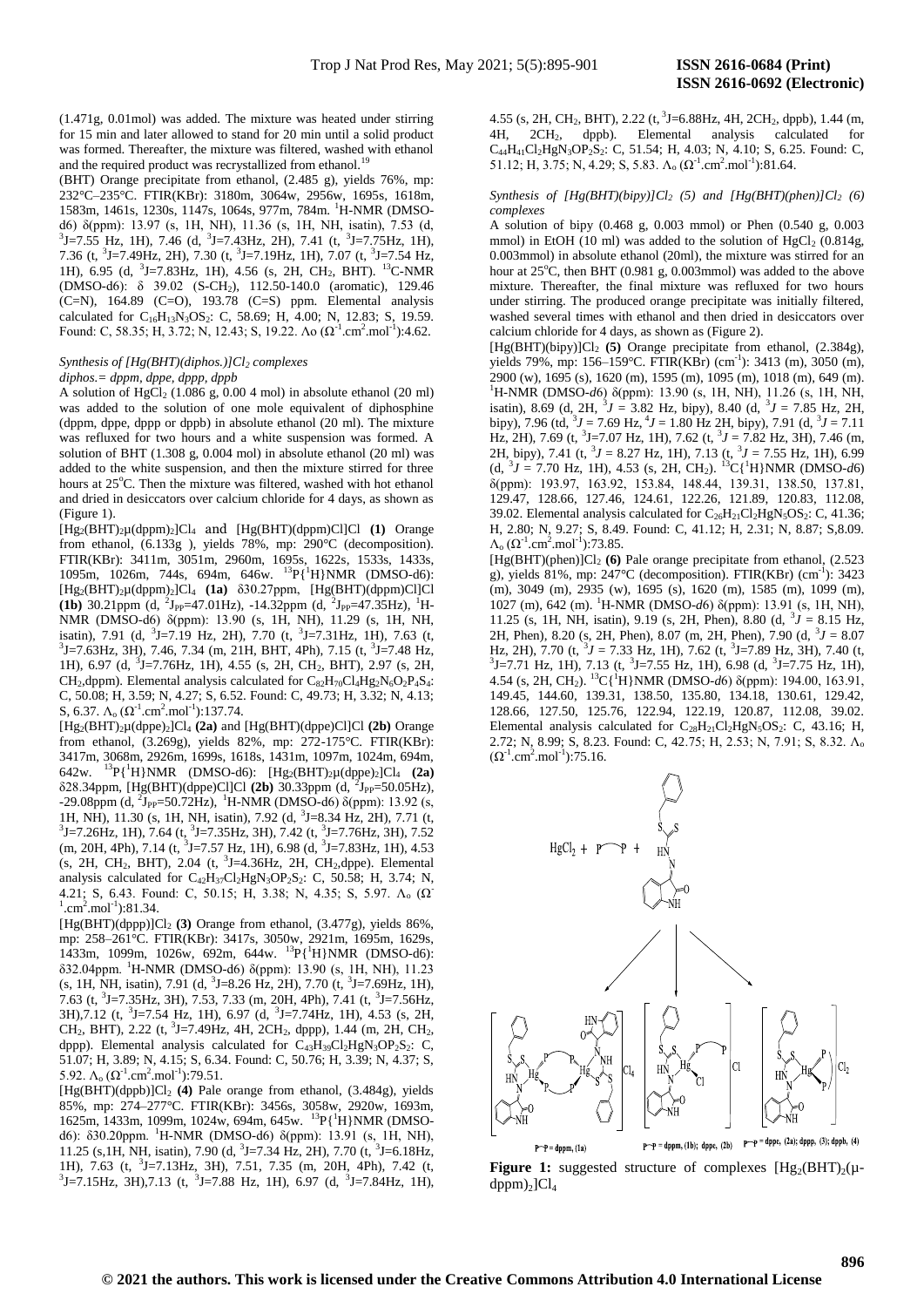(1.471g, 0.01mol) was added. The mixture was heated under stirring for 15 min and later allowed to stand for 20 min until a solid product was formed. Thereafter, the mixture was filtered, washed with ethanol and the required product was recrystallized from ethanol.[19]

(BHT) Orange precipitate from ethanol, (2.485 g), yields 76%, mp: 232°C–235°C. FTIR(KBr): 3180m, 3064w, 2956w, 1695s, 1618m, 1583m, 1461s, 1230s, 1147s, 1064s, 977m, 784m. $^{1}$H-NMR (DMSO-d6) δ(ppm): 13.97 (s, 1H, NH), 11.36 (s, 1H, NH, isatin), 7.53 (d, $^{3}$J=7.55 Hz, 1H), 7.46 (d, $^{3}$J=7.43Hz, 2H), 7.41 (t, $^{3}$J=7.75Hz, 1H), 7.36 (t, $^{3}$J=7.49Hz, 2H), 7.30 (t, $^{3}$J=7.19Hz, 1H), 7.07 (t, $^{3}$J=7.54 Hz, 1H), 6.95 (d, $^{3}$J=7.83Hz, 1H), 4.56 (s, 2H, CH$_2$, BHT). $^{13}$C-NMR (DMSO-d6): δ 39.02 (S-CH$_2$), 112.50-140.0 (aromatic), 129.46 (C=N), 164.89 (C=O), 193.78 (C=S) ppm. Elemental analysis calculated for $C_{16}H_{13}N_3OS_2$: C, 58.69; H, 4.00; N, 12.83; S, 19.59. Found: C, 58.35; H, 3.72; N, 12.43; S, 19.22. Λo (Ω$^{-1}$.cm$^{2}$.mol$^{-1}$):4.62.

### *Synthesis of [Hg(BHT)(diphos.)]Cl$_2$ complexes*

*diphos.= dppm, dppe, dppp, dppb*

A solution of $HgCl_2$ (1.086 g, 0.00 4 mol) in absolute ethanol (20 ml) was added to the solution of one mole equivalent of diphosphine (dppm, dppe, dppp or dppb) in absolute ethanol (20 ml). The mixture was refluxed for two hours and a white suspension was formed. A solution of BHT (1.308 g, 0.004 mol) in absolute ethanol (20 ml) was added to the white suspension, and then the mixture stirred for three hours at 25°C. Then the mixture was filtered, washed with hot ethanol and dried in desiccators over calcium chloride for 4 days, as shown as (Figure 1).

[Hg$_2$(BHT)$_2$μ(dppm)$_2$]Cl$_4$ and [Hg(BHT)(dppm)Cl]Cl **(1)** Orange from ethanol, (6.133g ), yields 78%, mp: 290°C (decomposition). FTIR(KBr): 3411m, 3051m, 2960m, 1695s, 1622s, 1533s, 1433s, 1095m, 1026m, 744s, 694m, 646w. $^{13}$P{$^{1}$H}NMR (DMSO-d6): [Hg$_2$(BHT)$_2$μ(dppm)$_2$]Cl$_4$ **(1a)** δ30.27ppm, [Hg(BHT)(dppm)Cl]Cl **(1b)** 30.21ppm (d, $^{2}$J$_{PP}$=47.01Hz), -14.32ppm (d, $^{2}$J$_{PP}$=47.35Hz), $^{1}$H-NMR (DMSO-d6) δ(ppm): 13.90 (s, 1H, NH), 11.29 (s, 1H, NH, isatin), 7.91 (d, $^{3}$J=7.19 Hz, 2H), 7.70 (t, $^{3}$J=7.31Hz, 1H), 7.63 (t, $^{3}$J=7.63Hz, 3H), 7.46, 7.34 (m, 21H, BHT, 4Ph), 7.15 (t, $^{3}$J=7.48 Hz, 1H), 6.97 (d, $^{3}$J=7.76Hz, 1H), 4.55 (s, 2H, CH$_2$, BHT), 2.97 (s, 2H, CH$_2$,dppm). Elemental analysis calculated for $C_{82}H_{70}Cl_4Hg_2N_6O_2P_4S_4$: C, 50.08; H, 3.59; N, 4.27; S, 6.52. Found: C, 49.73; H, 3.32; N, 4.13; S, 6.37. Λ$_o$ (Ω$^{-1}$.cm$^{2}$.mol$^{-1}$):137.74.

[Hg$_2$(BHT)$_2$μ(dppe)$_2$]Cl$_4$ **(2a)** and [Hg(BHT)(dppe)Cl]Cl **(2b)** Orange from ethanol, (3.269g), yields 82%, mp: 272-175°C. FTIR(KBr): 3417m, 3068m, 2926m, 1699s, 1618s, 1431m, 1097m, 1024m, 694m, 642w. $^{13}$P{$^{1}$H}NMR (DMSO-d6): [Hg$_2$(BHT)$_2$μ(dppe)$_2$]Cl$_4$ **(2a)** δ28.34ppm, [Hg(BHT)(dppe)Cl]Cl **(2b)** 30.33ppm (d, $^{2}$J$_{PP}$=50.05Hz), -29.08ppm (d, $^{2}$J$_{PP}$=50.72Hz), $^{1}$H-NMR (DMSO-d6) δ(ppm): 13.92 (s, 1H, NH), 11.30 (s, 1H, NH, isatin), 7.92 (d, $^{3}$J=8.34 Hz, 2H), 7.71 (t, $^{3}$J=7.26Hz, 1H), 7.64 (t, $^{3}$J=7.35Hz, 3H), 7.42 (t, $^{3}$J=7.76Hz, 3H), 7.52 (m, 20H, 4Ph), 7.14 (t, $^{3}$J=7.57 Hz, 1H), 6.98 (d, $^{3}$J=7.83Hz, 1H), 4.53 (s, 2H, CH$_2$, BHT), 2.04 (t, $^{3}$J=4.36Hz, 2H, CH$_2$,dppe). Elemental analysis calculated for $C_{42}H_{37}Cl_2HgN_3OP_2S_2$: C, 50.58; H, 3.74; N, 4.21; S, 6.43. Found: C, 50.15; H, 3.38; N, 4.35; S, 5.97. Λ$_o$ (Ω$^{-1}$.cm$^{2}$.mol$^{-1}$):81.34.

[Hg(BHT)(dppp)]Cl$_2$ **(3)** Orange from ethanol, (3.477g), yields 86%, mp: 258–261°C. FTIR(KBr): 3417s, 3050w, 2921m, 1695m, 1629s, 1433m, 1099m, 1026w, 692m, 644w. $^{13}$P{$^{1}$H}NMR (DMSO-d6): δ32.04ppm. $^{1}$H-NMR (DMSO-d6) δ(ppm): 13.90 (s, 1H, NH), 11.23 (s, 1H, NH, isatin), 7.91 (d, $^{3}$J=8.26 Hz, 2H), 7.70 (t, $^{3}$J=7.69Hz, 1H), 7.63 (t, $^{3}$J=7.35Hz, 3H), 7.53, 7.33 (m, 20H, 4Ph), 7.41 (t, $^{3}$J=7.56Hz, 3H),7.12 (t, $^{3}$J=7.54 Hz, 1H), 6.97 (d, $^{3}$J=7.74Hz, 1H), 4.53 (s, 2H, CH$_2$, BHT), 2.22 (t, $^{3}$J=7.49Hz, 4H, 2CH$_2$, dppp), 1.44 (m, 2H, CH$_2$, dppp). Elemental analysis calculated for $C_{43}H_{39}Cl_2HgN_3OP_2S_2$: C, 51.07; H, 3.89; N, 4.15; S, 6.34. Found: C, 50.76; H, 3.39; N, 4.37; S, 5.92. Λ$_o$ (Ω$^{-1}$.cm$^{2}$.mol$^{-1}$):79.51.

[Hg(BHT)(dppb)]Cl$_2$ **(4)** Pale orange from ethanol, (3.484g), yields 85%, mp: 274–277°C. FTIR(KBr): 3456s, 3058w, 2920w, 1693m, 1625m, 1433m, 1099m, 1024w, 694m, 645w. $^{13}$P{$^{1}$H}NMR (DMSO-d6): δ30.20ppm. $^{1}$H-NMR (DMSO-d6) δ(ppm): 13.91 (s, 1H, NH), 11.25 (s,1H, NH, isatin), 7.90 (d, $^{3}$J=7.34 Hz, 2H), 7.70 (t, $^{3}$J=6.18Hz, 1H), 7.63 (t, $^{3}$J=7.13Hz, 3H), 7.51, 7.35 (m, 20H, 4Ph), 7.42 (t, $^{3}$J=7.15Hz, 3H),7.13 (t, $^{3}$J=7.88 Hz, 1H), 6.97 (d, $^{3}$J=7.84Hz, 1H), 4.55 (s, 2H, CH$_2$, BHT), 2.22 (t, $^{3}$J=6.88Hz, 4H, 2CH$_2$, dppb), 1.44 (m, 4H, 2CH$_2$, dppb). Elemental analysis calculated for $C_{44}H_{41}Cl_2HgN_3OP_2S_2$: C, 51.54; H, 4.03; N, 4.10; S, 6.25. Found: C, 51.12; H, 3.75; N, 4.29; S, 5.83. Λ$_o$ (Ω$^{-1}$.cm$^{2}$.mol$^{-1}$):81.64.

### *Synthesis of [Hg(BHT)(bipy)]Cl$_2$ (5) and [Hg(BHT)(phen)]Cl$_2$ (6) complexes*

A solution of bipy (0.468 g, 0.003 mmol) or Phen (0.540 g, 0.003 mmol) in EtOH (10 ml) was added to the solution of $HgCl_2$ (0.814g, 0.003mmol) in absolute ethanol (20ml), the mixture was stirred for an hour at 25°C, then BHT (0.981 g, 0.003mmol) was added to the above mixture. Thereafter, the final mixture was refluxed for two hours under stirring. The produced orange precipitate was initially filtered, washed several times with ethanol and then dried in desiccators over calcium chloride for 4 days, as shown as (Figure 2).

[Hg(BHT)(bipy)]Cl$_2$ **(5)** Orange precipitate from ethanol, (2.384g), yields 79%, mp: 156–159°C. FTIR(KBr) (cm$^{-1}$): 3413 (m), 3050 (m), 2900 (w), 1695 (s), 1620 (m), 1595 (m), 1095 (m), 1018 (m), 649 (m). $^{1}$H-NMR (DMSO-*d6*) δ(ppm): 13.90 (s, 1H, NH), 11.26 (s, 1H, NH, isatin), 8.69 (d, 2H, $^{3}J$ = 3.82 Hz, bipy), 8.40 (d, $^{3}J$ = 7.85 Hz, 2H, bipy), 7.96 (td, $^{3}J$ = 7.69 Hz, $^{4}J$ = 1.80 Hz 2H, bipy), 7.91 (d, $^{3}J$ = 7.11 Hz, 2H), 7.69 (t, $^{3}$J=7.07 Hz, 1H), 7.62 (t, $^{3}J$ = 7.82 Hz, 3H), 7.46 (m, 2H, bipy), 7.41 (t, $^{3}J$ = 8.27 Hz, 1H), 7.13 (t, $^{3}J$ = 7.55 Hz, 1H), 6.99 (d, $^{3}J$ = 7.70 Hz, 1H), 4.53 (s, 2H, CH$_2$). $^{13}$C{$^{1}$H}NMR (DMSO-*d6*) δ(ppm): 193.97, 163.92, 153.84, 148.44, 139.31, 138.50, 137.81, 129.47, 128.66, 127.46, 124.61, 122.26, 121.89, 120.83, 112.08, 39.02. Elemental analysis calculated for $C_{26}H_{21}Cl_2HgN_5OS_2$: C, 41.36; H, 2.80; N, 9.27; S, 8.49. Found: C, 41.12; H, 2.31; N, 8.87; S,8.09. Λ$_o$ (Ω$^{-1}$.cm$^{2}$.mol$^{-1}$):73.85.

[Hg(BHT)(phen)]Cl$_2$ **(6)** Pale orange precipitate from ethanol, (2.523 g), yields 81%, mp: 247°C (decomposition). FTIR(KBr) (cm$^{-1}$): 3423 (m), 3049 (m), 2935 (w), 1695 (s), 1620 (m), 1585 (m), 1099 (m), 1027 (m), 642 (m). $^{1}$H-NMR (DMSO-*d6*) δ(ppm): 13.91 (s, 1H, NH), 11.25 (s, 1H, NH, isatin), 9.19 (s, 2H, Phen), 8.80 (d, $^{3}J$ = 8.15 Hz, 2H, Phen), 8.20 (s, 2H, Phen), 8.07 (m, 2H, Phen), 7.90 (d, $^{3}J$ = 8.07 Hz, 2H), 7.70 (t, $^{3}J$ = 7.33 Hz, 1H), 7.62 (t, $^{3}$J=7.89 Hz, 3H), 7.40 (t, $^{3}$J=7.71 Hz, 1H), 7.13 (t, $^{3}$J=7.55 Hz, 1H), 6.98 (d, $^{3}$J=7.75 Hz, 1H), 4.54 (s, 2H, CH$_2$). $^{13}$C{$^{1}$H}NMR (DMSO-*d6*) δ(ppm): 194.00, 163.91, 149.45, 144.60, 139.31, 138.50, 135.80, 134.18, 130.61, 129.42, 128.66, 127.50, 125.76, 122.94, 122.19, 120.87, 112.08, 39.02. Elemental analysis calculated for $C_{28}H_{21}Cl_2HgN_5OS_2$: C, 43.16; H, 2.72; N, 8.99; S, 8.23. Found: C, 42.75; H, 2.53; N, 7.91; S, 8.32. Λ$_o$ (Ω$^{-1}$.cm$^{2}$.mol$^{-1}$):75.16.

**Figure 1:** suggested structure of complexes [Hg$_2$(BHT)$_2$(μ-dppm)$_2$]Cl$_4$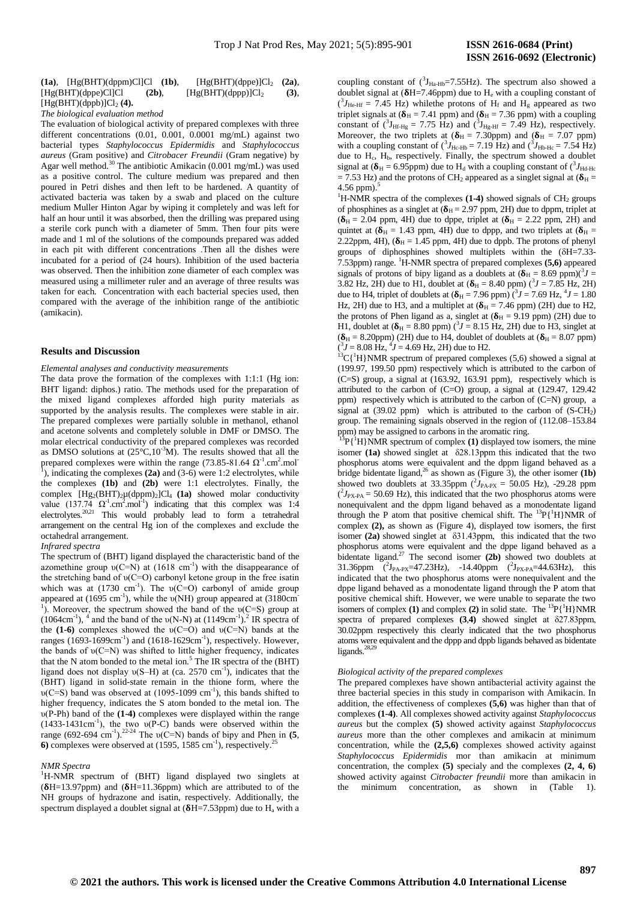**(1a)**, [Hg(BHT)(dppm)Cl]Cl **(1b)**, [Hg(BHT)(dppe)]$Cl_2$ **(2a)**, [Hg(BHT)(dppe)Cl]Cl **(2b)**, [Hg(BHT)(dppp)]$Cl_2$ **(3)**, [Hg(BHT)(dppb)]$Cl_2$ **(4).**

*The biological evaluation method*

The evaluation of biological activity of prepared complexes with three different concentrations (0.01, 0.001, 0.0001 mg/mL) against two bacterial types *Staphylococcus Epidermidis* and *Staphylococcus aureus* (Gram positive) and *Citrobacer Freundii* (Gram negative) by Agar well method.[30] The antibiotic Amikacin (0.001 mg/mL) was used as a positive control. The culture medium was prepared and then poured in Petri dishes and then left to be hardened. A quantity of activated bacteria was taken by a swab and placed on the culture medium Muller Hinton Agar by wiping it completely and was left for half an hour until it was absorbed, then the drilling was prepared using a sterile cork punch with a diameter of 5mm. Then four pits were made and 1 ml of the solutions of the compounds prepared was added in each pit with different concentrations .Then all the dishes were incubated for a period of (24 hours). Inhibition of the used bacteria was observed. Then the inhibition zone diameter of each complex was measured using a millimeter ruler and an average of three results was taken for each. Concentration with each bacterial species used, then compared with the average of the inhibition range of the antibiotic (amikacin).

## Results and Discussion

*Elemental analyses and conductivity measurements*

The data prove the formation of the complexes with 1:1:1 (Hg ion: BHT ligand: diphos.) ratio. The methods used for the preparation of the mixed ligand complexes afforded high purity materials as supported by the analysis results. The complexes were stable in air. The prepared complexes were partially soluble in methanol, ethanol and acetone solvents and completely soluble in DMF or DMSO. The molar electrical conductivity of the prepared complexes was recorded as DMSO solutions at (25°C,$10^{-3}$M). The results showed that all the prepared complexes were within the range (73.85-81.64 $\Omega^{-1}.cm^2.mol^{-1}$), indicating the complexes **(2a)** and (3-6) were 1:2 electrolytes, while the complexes **(1b)** and **(2b)** were 1:1 electrolytes. Finally, the complex [$Hg_2(BHT)_2\mu(dppm)_2$]$Cl_4$ **(1a)** showed molar conductivity value (137.74 $\Omega^{-1}.cm^2.mol^{-1}$) indicating that this complex was 1:4 electrolytes.[20,21] This would probably lead to form a tetrahedral arrangement on the central Hg ion of the complexes and exclude the octahedral arrangement.

*Infrared spectra*

The spectrum of (BHT) ligand displayed the characteristic band of the azomethine group υ(C=N) at (1618 $cm^{-1}$) with the disappearance of the stretching band of υ(C=O) carbonyl ketone group in the free isatin which was at (1730 $cm^{-1}$). The υ(C=O) carbonyl of amide group appeared at (1695 $cm^{-1}$), while the υ(NH) group appeared at (3180$cm^{-1}$). Moreover, the spectrum showed the band of the υ(C=S) group at (1064$cm^{-1}$),[4] and the band of the υ(N-N) at (1149$cm^{-1}$).[2] IR spectra of the **(1-6)** complexes showed the υ(C=O) and υ(C=N) bands at the ranges (1693-1699$cm^{-1}$) and (1618-1629$cm^{-1}$), respectively. However, the bands of υ(C=N) was shifted to little higher frequency, indicates that the N atom bonded to the metal ion.[5] The IR spectra of the (BHT) ligand does not display υ(S–H) at (ca. 2570 $cm^{-1}$), indicates that the (BHT) ligand in solid-state remain in the thione form, where the υ(C=S) band was observed at (1095-1099 $cm^{-1}$), this bands shifted to higher frequency, indicates the S atom bonded to the metal ion. The υ(P-Ph) band of the **(1-4)** complexes were displayed within the range (1433-1431$cm^{-1}$), the two υ(P-C) bands were observed within the range (692-694 $cm^{-1}$).[22-24] The υ(C=N) bands of bipy and Phen in **(5, 6)** complexes were observed at (1595, 1585 $cm^{-1}$), respectively.[25]

*NMR Spectra*

$^1$H-NMR spectrum of (BHT) ligand displayed two singlets at ($\delta$H=13.97ppm) and ($\delta$H=11.36ppm) which are attributed to of the NH groups of hydrazone and isatin, respectively. Additionally, the spectrum displayed a doublet signal at ($\delta$H=7.53ppm) due to $H_a$ with a coupling constant of ($^3J_{Ha-Hb}$=7.55Hz). The spectrum also showed a doublet signal at ($\delta$H=7.46ppm) due to $H_e$ with a coupling constant of ($^3J_{He-Hf}$ = 7.45 Hz) whilethe protons of $H_f$ and $H_g$ appeared as two triplet signals at ($\delta_H$ = 7.41 ppm) and ($\delta_H$ = 7.36 ppm) with a coupling constant of ($^3J_{Hf-Hg}$ = 7.75 Hz) and ($^3J_{Hg-Hf}$ = 7.49 Hz), respectively. Moreover, the two triplets at ($\delta_H$ = 7.30ppm) and ($\delta_H$ = 7.07 ppm) with a coupling constant of ($^3J_{Hc-Hb}$ = 7.19 Hz) and ($^3J_{Hb-Hc}$ = 7.54 Hz) due to $H_c$, $H_b$, respectively. Finally, the spectrum showed a doublet signal at ($\delta_H$ = 6.95ppm) due to $H_d$ with a coupling constant of ($^3J_{Hd-Hc}$ = 7.53 Hz) and the protons of $CH_2$ appeared as a singlet signal at ($\delta_H$ = 4.56 ppm).[5]

$^1$H-NMR spectra of the complexes **(1-4)** showed signals of $CH_2$ groups of phosphines as a singlet at ($\delta_H$ = 2.97 ppm, 2H) due to dppm, triplet at ($\delta_H$ = 2.04 ppm, 4H) due to dppe, triplet at ($\delta_H$ = 2.22 ppm, 2H) and quintet at ($\delta_H$ = 1.43 ppm, 4H) due to dppp, and two triplets at ($\delta_H$ = 2.22ppm, 4H), ($\delta_H$ = 1.45 ppm, 4H) due to dppb. The protons of phenyl groups of diphosphines showed multiplets within the (δH=7.33-7.53ppm) range. $^1$H-NMR spectra of prepared complexes **(5,6)** appeared signals of protons of bipy ligand as a doublets at ($\delta_H$ = 8.69 ppm)($^3J$ = 3.82 Hz, 2H) due to H1, doublet at ($\delta_H$ = 8.40 ppm) ($^3J$ = 7.85 Hz, 2H) due to H4, triplet of doublets at ($\delta_H$ = 7.96 ppm) ($^3J$ = 7.69 Hz, $^4J$ = 1.80 Hz, 2H) due to H3, and a multiplet at ($\delta_H$ = 7.46 ppm) (2H) due to H2, the protons of Phen ligand as a, singlet at ($\delta_H$ = 9.19 ppm) (2H) due to H1, doublet at ($\delta_H$ = 8.80 ppm) ($^3J$ = 8.15 Hz, 2H) due to H3, singlet at ($\delta_H$ = 8.20ppm) (2H) due to H4, doublet of doublets at ($\delta_H$ = 8.07 ppm) ($^3J$ = 8.08 Hz, $^4J$ = 4.69 Hz, 2H) due to H2.

$^{13}$C{$^1$H}NMR spectrum of prepared complexes (5,6) showed a signal at (199.97, 199.50 ppm) respectively which is attributed to the carbon of (C=S) group, a signal at (163.92, 163.91 ppm), respectively which is attributed to the carbon of (C=O) group, a signal at (129.47, 129.42 ppm) respectively which is attributed to the carbon of (C=N) group, a signal at (39.02 ppm) which is attributed to the carbon of (S-$CH_2$) group. The remaining signals observed in the region of (112.08–153.84 ppm) may be assigned to carbons in the aromatic ring.

$^{31}$P{$^1$H} NMR spectrum of complex **(1)** displayed tow isomers, the mine isomer **(1a)** showed singlet at δ28.13ppm this indicated that the two phosphorus atoms were equivalent and the dppm ligand behaved as a bridge bidentate ligand,[26] as shown as (Figure 3), the other isomer **(1b)** showed two doublets at 33.35ppm ($^2J_{PA-PX}$ = 50.05 Hz), -29.28 ppm ($^2J_{PX-PA}$ = 50.69 Hz), this indicated that the two phosphorus atoms were nonequivalent and the dppm ligand behaved as a monodentate ligand through the P atom that positive chemical shift. The $^{31}$P{$^1$H}NMR of complex **(2)**, as shown as (Figure 4), displayed tow isomers, the first isomer **(2a)** showed singlet at δ31.43ppm, this indicated that the two phosphorus atoms were equivalent and the dppe ligand behaved as a bidentate ligand.[27] The second isomer **(2b)** showed two doublets at 31.36ppm ($^2J_{PA-PX}$=47.23Hz), -14.40ppm ($^2J_{PX-PA}$=44.63Hz), this indicated that the two phosphorus atoms were nonequivalent and the dppe ligand behaved as a monodentate ligand through the P atom that positive chemical shift. However, we were unable to separate the two isomers of complex **(1)** and complex **(2)** in solid state. The $^{31}$P{$^1$H}NMR spectra of prepared complexes **(3,4)** showed singlet at δ27.83ppm, 30.02ppm respectively this clearly indicated that the two phosphorus atoms were equivalent and the dppp and dppb ligands behaved as bidentate ligands.[28,29]

*Biological activity of the prepared complexes*

The prepared complexes have shown antibacterial activity against the three bacterial species in this study in comparison with Amikacin. In addition, the effectiveness of complexes **(5,6)** was higher than that of complexes **(1-4)**. All complexes showed activity against *Staphylococcus aureus* but the complex **(5)** showed activity against *Staphylococcus aureus* more than the other complexes and amikacin at minimum concentration, while the **(2,5,6)** complexes showed activity against *Staphylococcus Epidermidis* mor than amikacin at minimum concentration, the complex **(5)** specialy and the complexes **(2, 4, 6)** showed activity against *Citrobacter freundii* more than amikacin in the minimum concentration, as shown in (Table 1).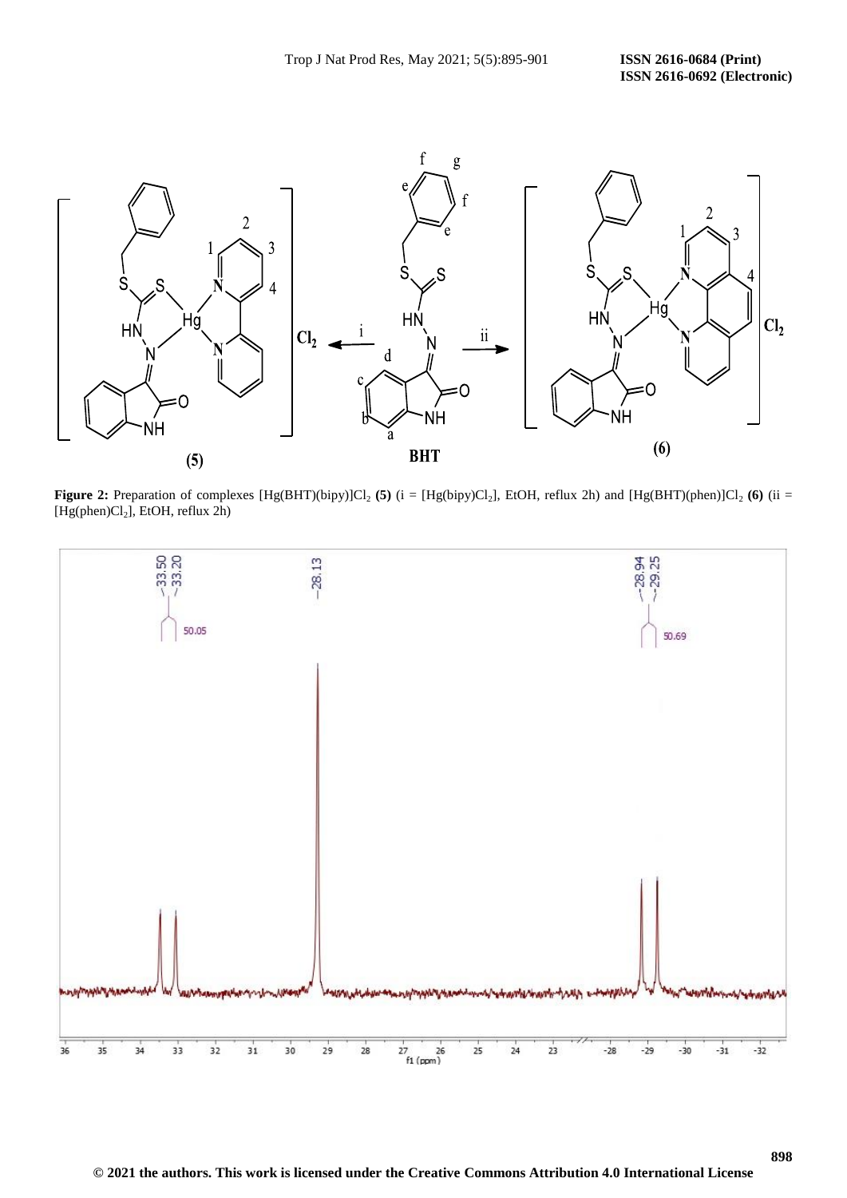**Figure 2:** Preparation of complexes $[Hg(BHT)(bipy)]Cl_2$ **(5)** (i = $[Hg(bipy)Cl_2]$, EtOH, reflux 2h) and $[Hg(BHT)(phen)]Cl_2$ **(6)** (ii = $[Hg(phen)Cl_2]$, EtOH, reflux 2h)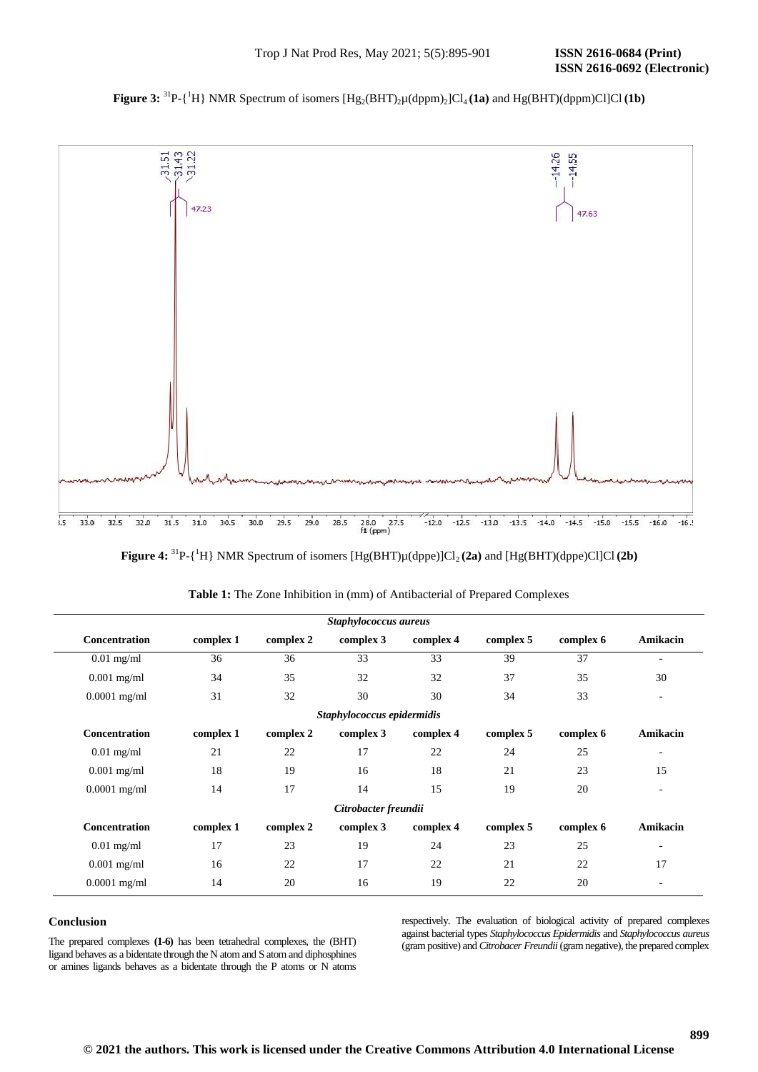**Figure 3:** $^{31}$P-{$^{1}$H} NMR Spectrum of isomers $[Hg_2(BHT)_2\mu(dppm)_2]Cl_4$ **(1a)** and Hg(BHT)(dppm)Cl]Cl **(1b)**

**Figure 4:** $^{31}$P-{$^{1}$H} NMR Spectrum of isomers $[Hg(BHT)\mu(dppe)]Cl_2$ **(2a)** and [Hg(BHT)(dppe)Cl]Cl **(2b)**

**Table 1:** The Zone Inhibition in (mm) of Antibacterial of Prepared Complexes

| *Staphylococcus aureus* | | | | | | | |
|---|---|---|---|---|---|---|---|
| **Concentration** | **complex 1** | **complex 2** | **complex 3** | **complex 4** | **complex 5** | **complex 6** | **Amikacin** |
| 0.01 mg/ml | 36 | 36 | 33 | 33 | 39 | 37 | - |
| 0.001 mg/ml | 34 | 35 | 32 | 32 | 37 | 35 | 30 |
| 0.0001 mg/ml | 31 | 32 | 30 | 30 | 34 | 33 | - |
| *Staphylococcus epidermidis* | | | | | | | |
| **Concentration** | **complex 1** | **complex 2** | **complex 3** | **complex 4** | **complex 5** | **complex 6** | **Amikacin** |
| 0.01 mg/ml | 21 | 22 | 17 | 22 | 24 | 25 | - |
| 0.001 mg/ml | 18 | 19 | 16 | 18 | 21 | 23 | 15 |
| 0.0001 mg/ml | 14 | 17 | 14 | 15 | 19 | 20 | - |
| *Citrobacter freundii* | | | | | | | |
| **Concentration** | **complex 1** | **complex 2** | **complex 3** | **complex 4** | **complex 5** | **complex 6** | **Amikacin** |
| 0.01 mg/ml | 17 | 23 | 19 | 24 | 23 | 25 | - |
| 0.001 mg/ml | 16 | 22 | 17 | 22 | 21 | 22 | 17 |
| 0.0001 mg/ml | 14 | 20 | 16 | 19 | 22 | 20 | - |

## Conclusion

The prepared complexes **(1-6)** has been tetrahedral complexes, the (BHT) ligand behaves as a bidentate through the N atom and S atom and diphosphines or amines ligands behaves as a bidentate through the P atoms or N atoms respectively. The evaluation of biological activity of prepared complexes against bacterial types *Staphylococcus Epidermidis* and *Staphylococcus aureus* (gram positive) and *Citrobacer Freundii* (gram negative), the prepared complex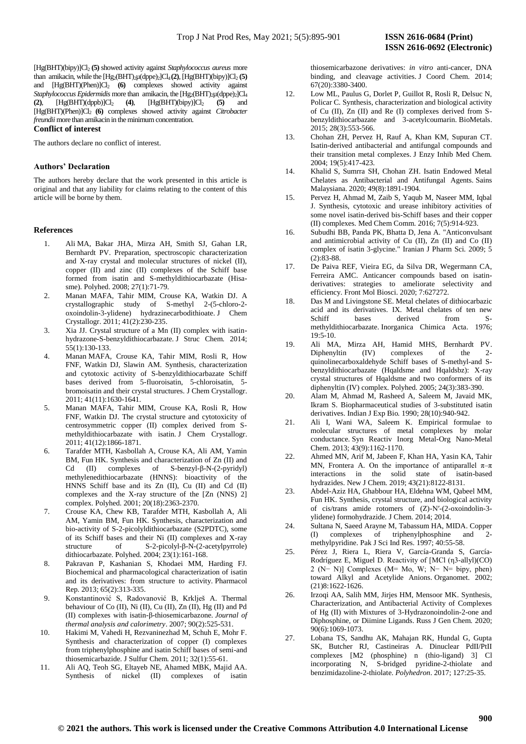$[Hg(BHT)(bipy)]Cl_2$ **(5)** showed activity against *Staphylococcus aureus* more than amikacin, while the $[Hg_2(BHT)_2\mu(dppe)_2]Cl_4$ **(2)**, $[Hg(BHT)(bipy)]Cl_2$ **(5)** and $[Hg(BHT)(Phen)]Cl_2$ **(6)** complexes showed activity against *Staphylococcus Epidermidis* more than amikacin, the $[Hg_2(BHT)_2\mu(dppe)_2]Cl_4$ **(2)**, $[Hg(BHT)(dppb)]Cl_2$ **(4)**, $[Hg(BHT)(bipy)]Cl_2$ **(5)** and $[Hg(BHT)(Phen)]Cl_2$ **(6)** complexes showed activity against *Citrobacter freundii* more than amikacin in the minimum concentration.

## Conflict of interest

The authors declare no conflict of interest.

## Authors' Declaration

The authors hereby declare that the work presented in this article is original and that any liability for claims relating to the content of this article will be borne by them.

## References

1. Ali MA, Bakar JHA, Mirza AH, Smith SJ, Gahan LR, Bernhardt PV. Preparation, spectroscopic characterization and X-ray crystal and molecular structures of nickel (II), copper (II) and zinc (II) complexes of the Schiff base formed from isatin and S-methyldithiocarbazate (Hisa-sme). Polyhed. 2008; 27(1):71-79.
2. Manan MAFA, Tahir MIM, Crouse KA, Watkin DJ. A crystallographic study of S-methyl 2-(5-chloro-2-oxoindolin-3-ylidene) hydrazinecarbodithioate. J Chem Crystallogr. 2011; 41(2):230-235.
3. Xia JJ. Crystal structure of a Mn (II) complex with isatin-hydrazone-S-benzyldithiocarbazate. J Struc Chem. 2014; 55(1):130-133.
4. Manan MAFA, Crouse KA, Tahir MIM, Rosli R, How FNF, Watkin DJ, Slawin AM. Synthesis, characterization and cytotoxic activity of S-benzyldithiocarbazate Schiff bases derived from 5-fluoroisatin, 5-chloroisatin, 5-bromoisatin and their crystal structures. J Chem Crystallogr. 2011; 41(11):1630-1641.
5. Manan MAFA, Tahir MIM, Crouse KA, Rosli R, How FNF, Watkin DJ. The crystal structure and cytotoxicity of centrosymmetric copper (II) complex derived from S-methyldithiocarbazate with isatin. J Chem Crystallogr. 2011; 41(12):1866-1871.
6. Tarafder MTH, Kasbollah A, Crouse KA, Ali AM, Yamin BM, Fun HK. Synthesis and characterization of Zn (II) and Cd (II) complexes of S-benzyl-β-N-(2-pyridyl) methylenedithiocarbazate (HNNS): bioactivity of the HNNS Schiff base and its Zn (II), Cu (II) and Cd (II) complexes and the X-ray structure of the [Zn (NNS) 2] complex. Polyhed. 2001; 20(18):2363-2370.
7. Crouse KA, Chew KB, Tarafder MTH, Kasbollah A, Ali AM, Yamin BM, Fun HK. Synthesis, characterization and bio-activity of S-2-picolyldithiocarbazate (S2PDTC), some of its Schiff bases and their Ni (II) complexes and X-ray structure of S-2-picolyl-β-N-(2-acetylpyrrole) dithiocarbazate. Polyhed. 2004; 23(1):161-168.
8. Pakravan P, Kashanian S, Khodaei MM, Harding FJ. Biochemical and pharmacological characterization of isatin and its derivatives: from structure to activity. Pharmacol Rep. 2013; 65(2):313-335.
9. Konstantinović S, Radovanović B, Krklješ A. Thermal behaviour of Co (II), Ni (II), Cu (II), Zn (II), Hg (II) and Pd (II) complexes with isatin-β-thiosemicarbazone. *Journal of thermal analysis and calorimetry*. 2007; 90(2):525-531.
10. Hakimi M, Vahedi H, Rezvaninezhad M, Schuh E, Mohr F. Synthesis and characterization of copper (I) complexes from triphenylphosphine and isatin Schiff bases of semi-and thiosemicarbazide. J Sulfur Chem. 2011; 32(1):55-61.
11. Ali AQ, Teoh SG, Eltayeb NE, Ahamed MBK, Majid AA. Synthesis of nickel (II) complexes of isatin thiosemicarbazone derivatives: *in vitro* anti-cancer, DNA binding, and cleavage activities. J Coord Chem. 2014; 67(20):3380-3400.
12. Low ML, Paulus G, Dorlet P, Guillot R, Rosli R, Delsuc N, Policar C. Synthesis, characterization and biological activity of Cu (II), Zn (II) and Re (I) complexes derived from S-benzyldithiocarbazate and 3-acetylcoumarin. BioMetals. 2015; 28(3):553-566.
13. Chohan ZH, Pervez H, Rauf A, Khan KM, Supuran CT. Isatin-derived antibacterial and antifungal compounds and their transition metal complexes. J Enzy Inhib Med Chem. 2004; 19(5):417-423.
14. Khalid S, Sumrra SH, Chohan ZH. Isatin Endowed Metal Chelates as Antibacterial and Antifungal Agents. Sains Malaysiana. 2020; 49(8):1891-1904.
15. Pervez H, Ahmad M, Zaib S, Yaqub M, Naseer MM, Iqbal J. Synthesis, cytotoxic and urease inhibitory activities of some novel isatin-derived bis-Schiff bases and their copper (II) complexes. Med Chem Comm. 2016; 7(5):914-923.
16. Subudhi BB, Panda PK, Bhatta D, Jena A. "Anticonvulsant and antimicrobial activity of Cu (II), Zn (II) and Co (II) complex of isatin 3-glycine." Iranian J Pharm Sci. 2009; 5 (2):83-88.
17. De Paiva REF, Vieira EG, da Silva DR, Wegermann CA, Ferreira AMC. Anticancer compounds based on isatin-derivatives: strategies to ameliorate selectivity and efficiency. Front Mol Biosci. 2020; 7:627272.
18. Das M and Livingstone SE. Metal chelates of dithiocarbazic acid and its derivatives. IX. Metal chelates of ten new Schiff bases derived from S-methyldithiocarbazate. Inorganica Chimica Acta. 1976; 19:5-10.
19. Ali MA, Mirza AH, Hamid MHS, Bernhardt PV. Diphenyltin (IV) complexes of the 2-quinolinecarboxaldehyde Schiff bases of S-methyl-and S-benzyldithiocarbazate (Hqaldsme and Hqaldsbz): X-ray crystal structures of Hqaldsme and two conformers of its diphenyltin (IV) complex. Polyhed. 2005; 24(3):383-390.
20. Alam M, Ahmad M, Rasheed A, Saleem M, Javaid MK, Ikram S. Biopharmaceutical studies of 3-substituted isatin derivatives. Indian J Exp Bio. 1990; 28(10):940-942.
21. Ali I, Wani WA, Saleem K. Empirical formulae to molecular structures of metal complexes by molar conductance. Syn Reactiv Inorg Metal-Org Nano-Metal Chem. 2013; 43(9):1162-1170.
22. Ahmed MN, Arif M, Jabeen F, Khan HA, Yasin KA, Tahir MN, Frontera A. On the importance of antiparallel π–π interactions in the solid state of isatin-based hydrazides. New J Chem. 2019; 43(21):8122-8131.
23. Abdel-Aziz HA, Ghabbour HA, Eldehna WM, Qabeel MM, Fun HK. Synthesis, crystal structure, and biological activity of cis/trans amide rotomers of (Z)-N′-(2-oxoindolin-3-ylidene) formohydrazide. J Chem. 2014; 2014.
24. Sultana N, Saeed Arayne M, Tabassum HA, MIDA. Copper (I) complexes of triphenylphosphine and 2-methylpyridine. Pak J Sci Ind Res. 1997; 40:55-58.
25. Pérez J, Riera L, Riera V, García-Granda S, García-Rodríguez E, Miguel D. Reactivity of [MCl (η3-allyl)(CO) 2 (N− N)] Complexes (M= Mo, W; N− N= bipy, phen) toward Alkyl and Acetylide Anions. Organomet. 2002; (21)8:1622-1626.
26. Irzoqi AA, Salih MM, Jirjes HM, Mensoor MK. Synthesis, Characterization, and Antibacterial Activity of Complexes of Hg (II) with Mixtures of 3-Hydrazonoindolin-2-one and Diphosphine, or Diimine Ligands. Russ J Gen Chem. 2020; 90(6):1069-1073.
27. Lobana TS, Sandhu AK, Mahajan RK, Hundal G, Gupta SK, Butcher RJ, Castineiras A. Dinuclear PdII/PtII complexes [M2 (phosphine) n (thio-ligand) 3] Cl incorporating N, S-bridged pyridine-2-thiolate and benzimidazoline-2-thiolate. *Polyhedron*. 2017; 127:25-35.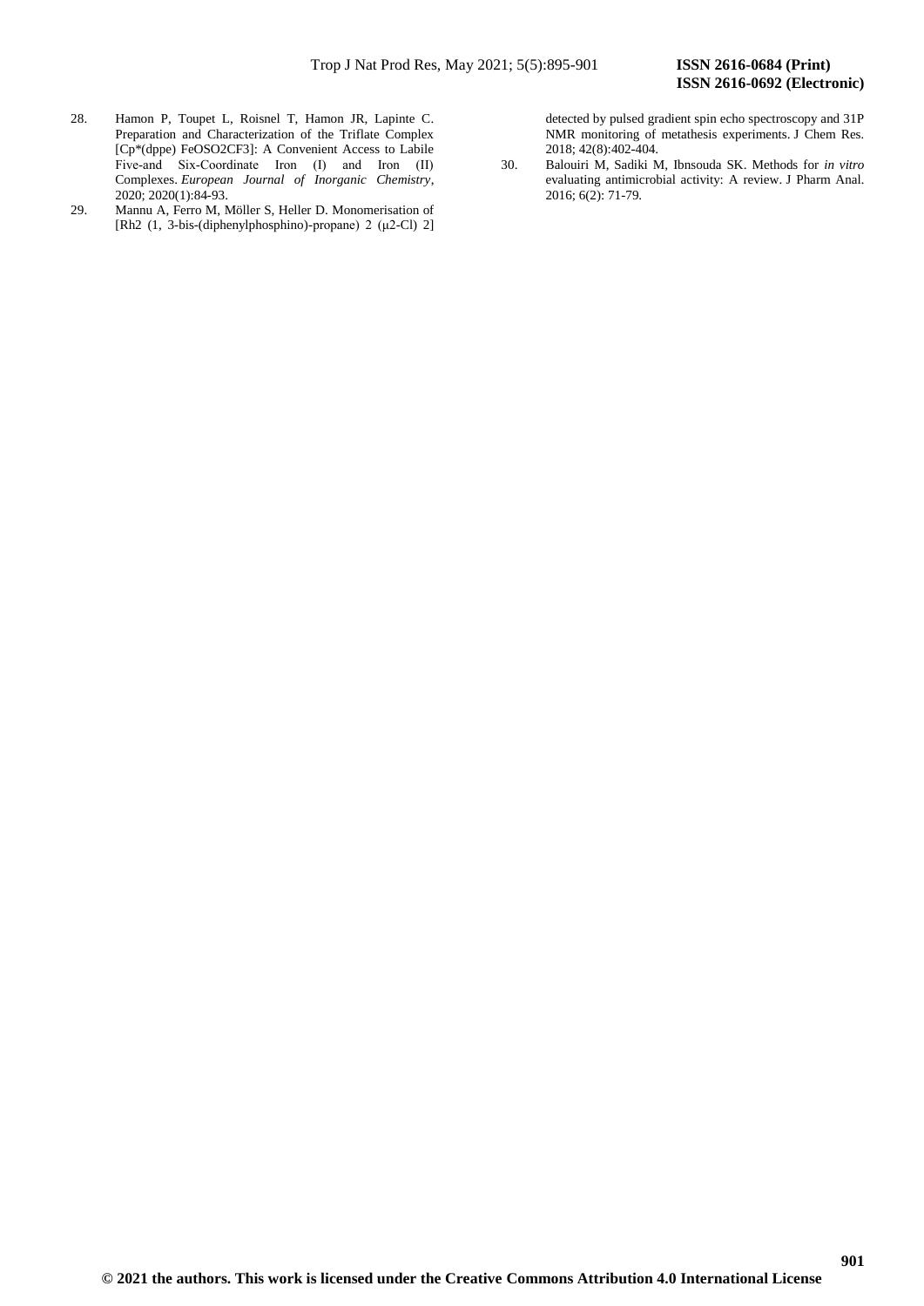28. Hamon P, Toupet L, Roisnel T, Hamon JR, Lapinte C. Preparation and Characterization of the Triflate Complex [Cp*(dppe) FeOSO2CF3]: A Convenient Access to Labile Five-and Six-Coordinate Iron (I) and Iron (II) Complexes. *European Journal of Inorganic Chemistry*, 2020; 2020(1):84-93.
29. Mannu A, Ferro M, Möller S, Heller D. Monomerisation of [Rh2 (1, 3-bis-(diphenylphosphino)-propane) 2 (μ2-Cl) 2] detected by pulsed gradient spin echo spectroscopy and 31P NMR monitoring of metathesis experiments. J Chem Res. 2018; 42(8):402-404.
30. Balouiri M, Sadiki M, Ibnsouda SK. Methods for *in vitro* evaluating antimicrobial activity: A review. J Pharm Anal. 2016; 6(2): 71-79.

**© 2021 the authors. This work is licensed under the Creative Commons Attribution 4.0 International License**